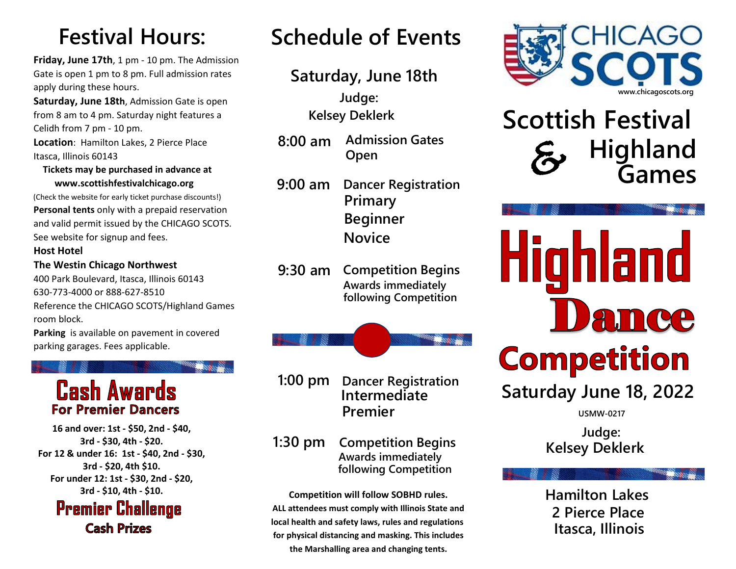# Festival Hours:

**Friday, June 17th**, 1 pm - 10 pm. The Admission Gate is open 1 pm to 8 pm. Full admission rates apply during these hours.

**Saturday, June 18th**, Admission Gate is open from 8 am to 4 pm. Saturday night features a Celidh from 7 pm - 10 pm.

**Location**: Hamilton Lakes, 2 Pierce Place Itasca, Illinois 60143

**Tickets may be purchased in advance at www.scottishfestivalchicago.org**

(Check the website for early ticket purchase discounts!)

**Personal tents** only with a prepaid reservation and valid permit issued by the CHICAGO SCOTS. See website for signup and fees.

**Host Hotel**

**The Westin Chicago Northwest**

400 Park Boulevard, Itasca, Illinois 60143

630-773-4000 or 888-627-8510

Reference the CHICAGO SCOTS/Highland Games room block.

**Parking** is available on pavement in covered parking garages. Fees applicable.

## Cash Awards

### For Premier Dancers

**16 and over: 1st - $50, 2nd - $40, 3rd - $30, 4th - $20.**
**For 12 & under 16: 1st - $40, 2nd - $30, 3rd - $20, 4th $10.**
**For under 12: 1st - $30, 2nd - $20, 3rd - $10, 4th - $10.**

## Premier Challenge

### Cash Prizes

# Schedule of Events

## Saturday, June 18th

**Judge:**
**Kelsey Deklerk**

**8:00 am** Admission Gates Open

**9:00 am** Dancer Registration
- Primary
- Beginner
- Novice

**9:30 am** Competition Begins
Awards immediately following Competition

**1:00 pm** Dancer Registration
- Intermediate
- Premier

**1:30 pm** Competition Begins
Awards immediately following Competition

**Competition will follow SOBHD rules. ALL attendees must comply with Illinois State and local health and safety laws, rules and regulations for physical distancing and masking. This includes the Marshalling area and changing tents.**

CHICAGO SCOTS
www.chicagoscots.org

# Scottish Festival & Highland Games

# Highland Dance Competition

## Saturday June 18, 2022

USMW-0217

**Judge:**
**Kelsey Deklerk**

**Hamilton Lakes**
**2 Pierce Place**
**Itasca, Illinois**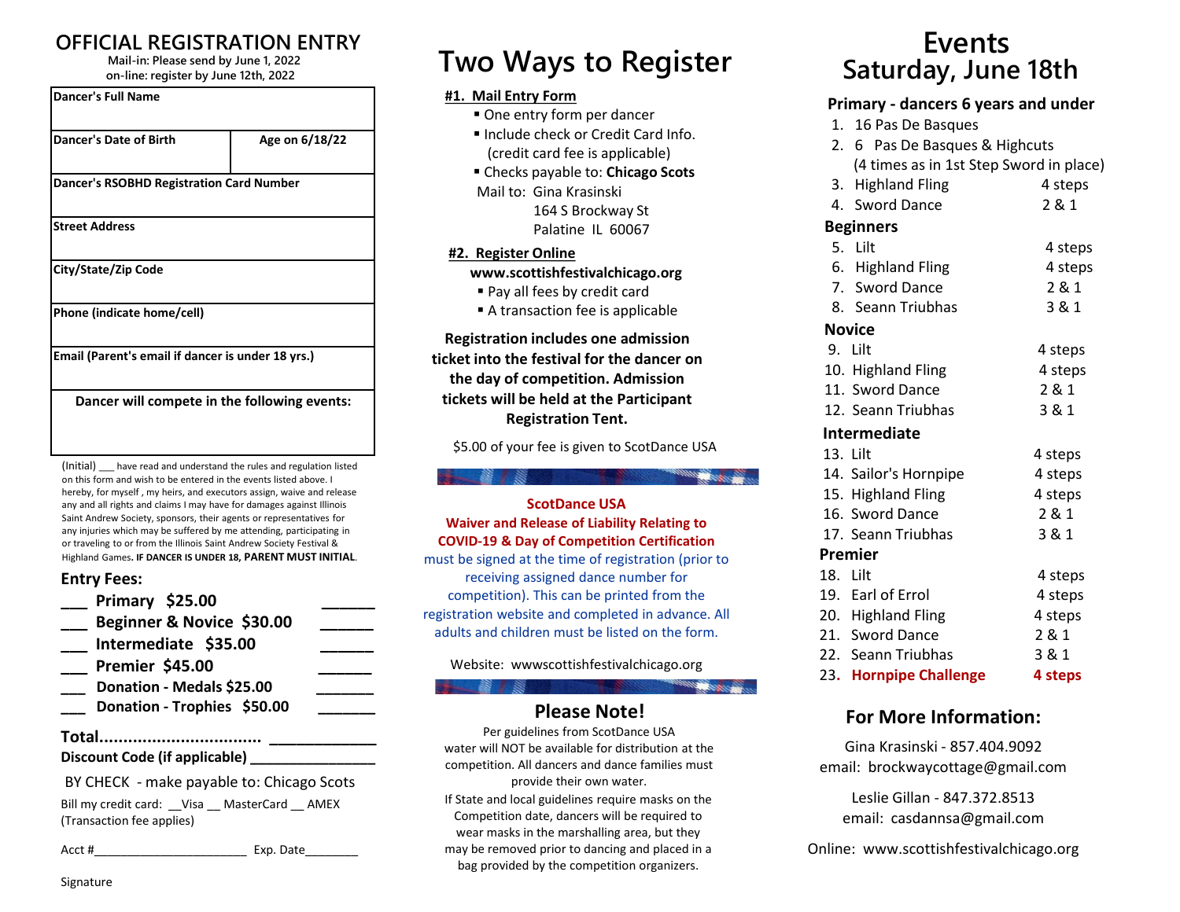# OFFICIAL REGISTRATION ENTRY

Mail-in: Please send by June 1, 2022
on-line: register by June 12th, 2022

| | |
|---|---|
| **Dancer's Full Name** | |
| **Dancer's Date of Birth** | **Age on 6/18/22** |
| **Dancer's RSOBHD Registration Card Number** | |
| **Street Address** | |
| **City/State/Zip Code** | |
| **Phone (indicate home/cell)** | |
| **Email (Parent's email if dancer is under 18 yrs.)** | |
| **Dancer will compete in the following events:** | |

(Initial) ___ have read and understand the rules and regulation listed on this form and wish to be entered in the events listed above. I hereby, for myself , my heirs, and executors assign, waive and release any and all rights and claims I may have for damages against Illinois Saint Andrew Society, sponsors, their agents or representatives for any injuries which may be suffered by me attending, participating in or traveling to or from the Illinois Saint Andrew Society Festival & Highland Games. **IF DANCER IS UNDER 18, PARENT MUST INITIAL**.

**Entry Fees:**

- ___ **Primary $25.00** ______
- ___ **Beginner & Novice $30.00** ______
- ___ **Intermediate $35.00** ______
- ___ **Premier $45.00** ______
- ___ **Donation - Medals $25.00** _______
- ___ **Donation - Trophies $50.00** _______

**Total................................. ____________**

**Discount Code (if applicable) _______________**

BY CHECK - make payable to: Chicago Scots

Bill my credit card: __Visa __ MasterCard __ AMEX
(Transaction fee applies)

Acct #______________________ Exp. Date________

Signature

# Two Ways to Register

**#1. Mail Entry Form**

- One entry form per dancer
- Include check or Credit Card Info. (credit card fee is applicable)
- Checks payable to: **Chicago Scots**

Mail to: Gina Krasinski
164 S Brockway St
Palatine IL 60067

**#2. Register Online**

**www.scottishfestivalchicago.org**

- Pay all fees by credit card
- A transaction fee is applicable

**Registration includes one admission ticket into the festival for the dancer on the day of competition. Admission tickets will be held at the Participant Registration Tent.**

$5.00 of your fee is given to ScotDance USA

**ScotDance USA**
**Waiver and Release of Liability Relating to COVID-19 & Day of Competition Certification**
must be signed at the time of registration (prior to receiving assigned dance number for competition). This can be printed from the registration website and completed in advance. All adults and children must be listed on the form.

Website: wwwscottishfestivalchicago.org

## Please Note!

Per guidelines from ScotDance USA water will NOT be available for distribution at the competition. All dancers and dance families must provide their own water.

If State and local guidelines require masks on the Competition date, dancers will be required to wear masks in the marshalling area, but they may be removed prior to dancing and placed in a bag provided by the competition organizers.

# Events
# Saturday, June 18th

**Primary - dancers 6 years and under**

1. 16 Pas De Basques
2. 6 Pas De Basques & Highcuts (4 times as in 1st Step Sword in place)
3. Highland Fling — 4 steps
4. Sword Dance — 2 & 1

**Beginners**

5. Lilt — 4 steps
6. Highland Fling — 4 steps
7. Sword Dance — 2 & 1
8. Seann Triubhas — 3 & 1

**Novice**

9. Lilt — 4 steps
10. Highland Fling — 4 steps
11. Sword Dance — 2 & 1
12. Seann Triubhas — 3 & 1

**Intermediate**

13. Lilt — 4 steps
14. Sailor's Hornpipe — 4 steps
15. Highland Fling — 4 steps
16. Sword Dance — 2 & 1
17. Seann Triubhas — 3 & 1

**Premier**

18. Lilt — 4 steps
19. Earl of Errol — 4 steps
20. Highland Fling — 4 steps
21. Sword Dance — 2 & 1
22. Seann Triubhas — 3 & 1
23. **Hornpipe Challenge — 4 steps**

## For More Information:

Gina Krasinski - 857.404.9092
email: brockwaycottage@gmail.com

Leslie Gillan - 847.372.8513
email: casdannsa@gmail.com

Online: www.scottishfestivalchicago.org